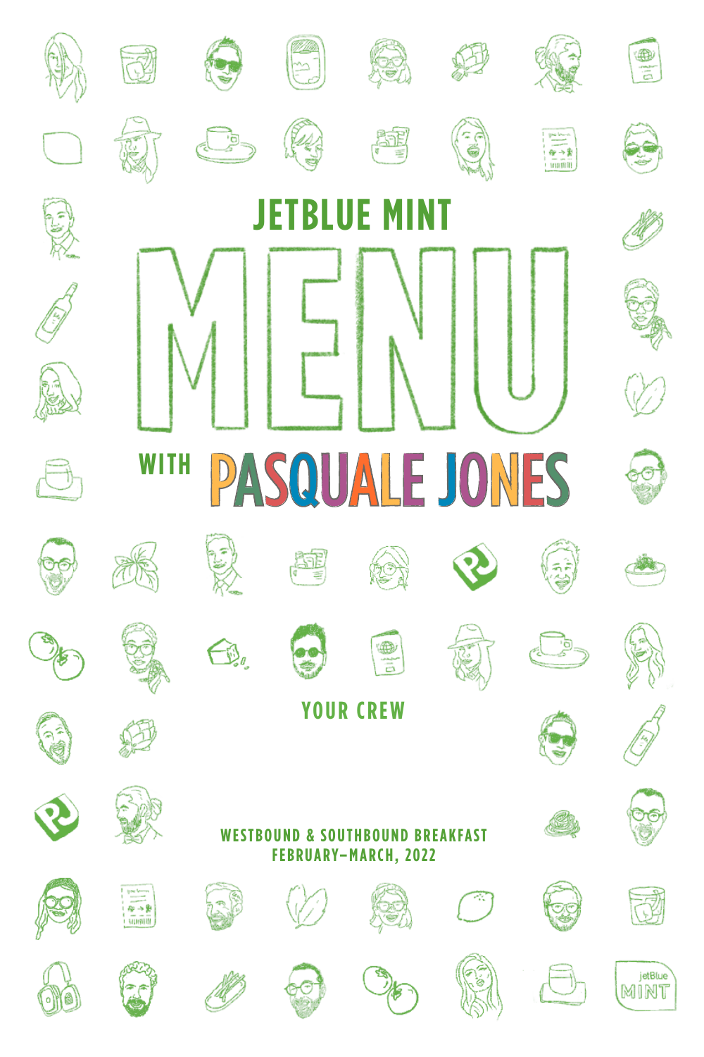# JETBLUE MINT

# MENU

## WITH PASQUALE JONES

YOUR CREW

WESTBOUND & SOUTHBOUND BREAKFAST
FEBRUARY–MARCH, 2022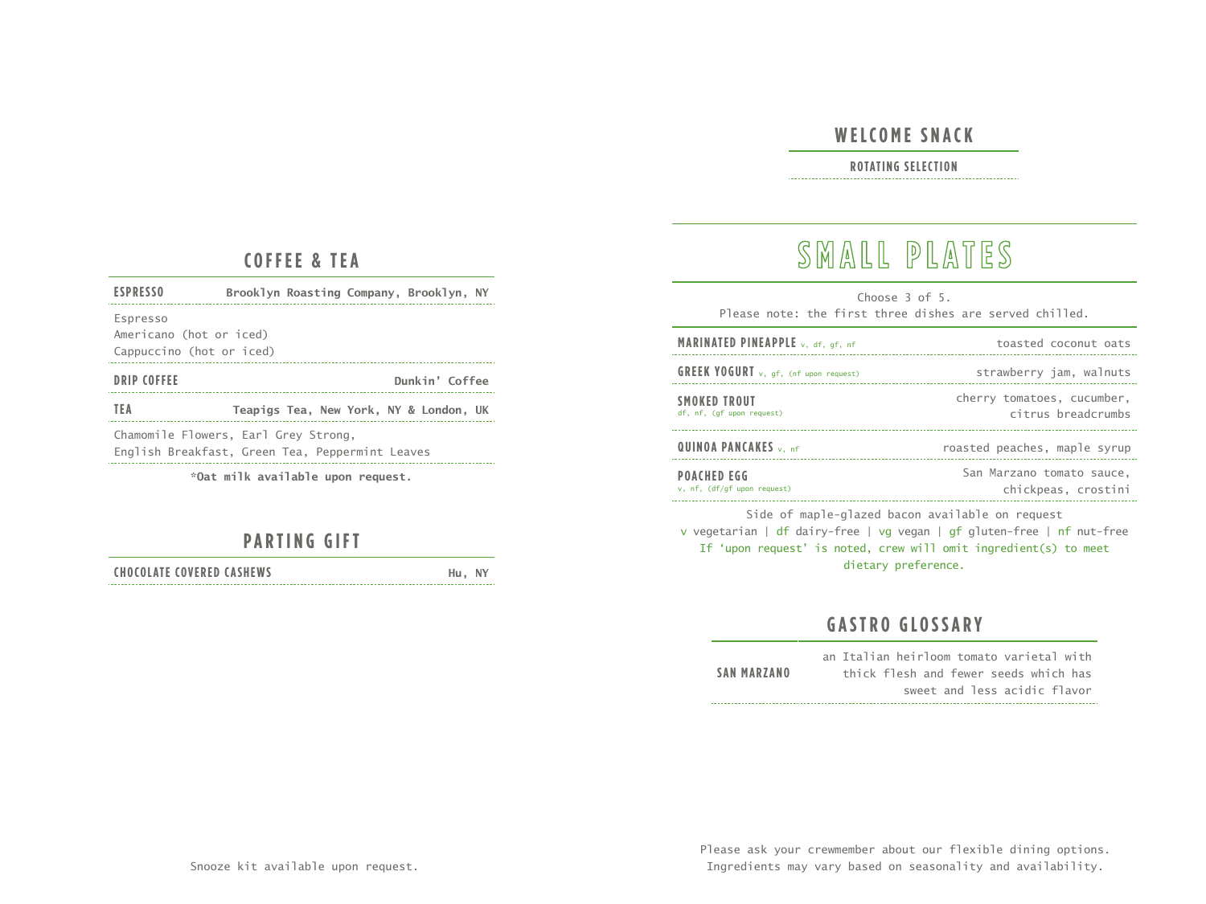## COFFEE & TEA

**ESPRESSO** — **Brooklyn Roasting Company, Brooklyn, NY**

Espresso
Americano (hot or iced)
Cappuccino (hot or iced)

**DRIP COFFEE** — **Dunkin' Coffee**

**TEA** — **Teapigs Tea, New York, NY & London, UK**

Chamomile Flowers, Earl Grey Strong,
English Breakfast, Green Tea, Peppermint Leaves

***Oat milk available upon request.**

## PARTING GIFT

**CHOCOLATE COVERED CASHEWS** — **Hu, NY**

Snooze kit available upon request.

## WELCOME SNACK

**ROTATING SELECTION**

# SMALL PLATES

Choose 3 of 5.
Please note: the first three dishes are served chilled.

| Dish | Description |
| --- | --- |
| **MARINATED PINEAPPLE** v, df, gf, nf | toasted coconut oats |
| **GREEK YOGURT** v, gf, (nf upon request) | strawberry jam, walnuts |
| **SMOKED TROUT** df, nf, (gf upon request) | cherry tomatoes, cucumber, citrus breadcrumbs |
| **QUINOA PANCAKES** v, nf | roasted peaches, maple syrup |
| **POACHED EGG** v, nf, (df/gf upon request) | San Marzano tomato sauce, chickpeas, crostini |

Side of maple-glazed bacon available on request

v vegetarian | df dairy-free | vg vegan | gf gluten-free | nf nut-free
If 'upon request' is noted, crew will omit ingredient(s) to meet dietary preference.

## GASTRO GLOSSARY

**SAN MARZANO** — an Italian heirloom tomato varietal with thick flesh and fewer seeds which has sweet and less acidic flavor

Please ask your crewmember about our flexible dining options.
Ingredients may vary based on seasonality and availability.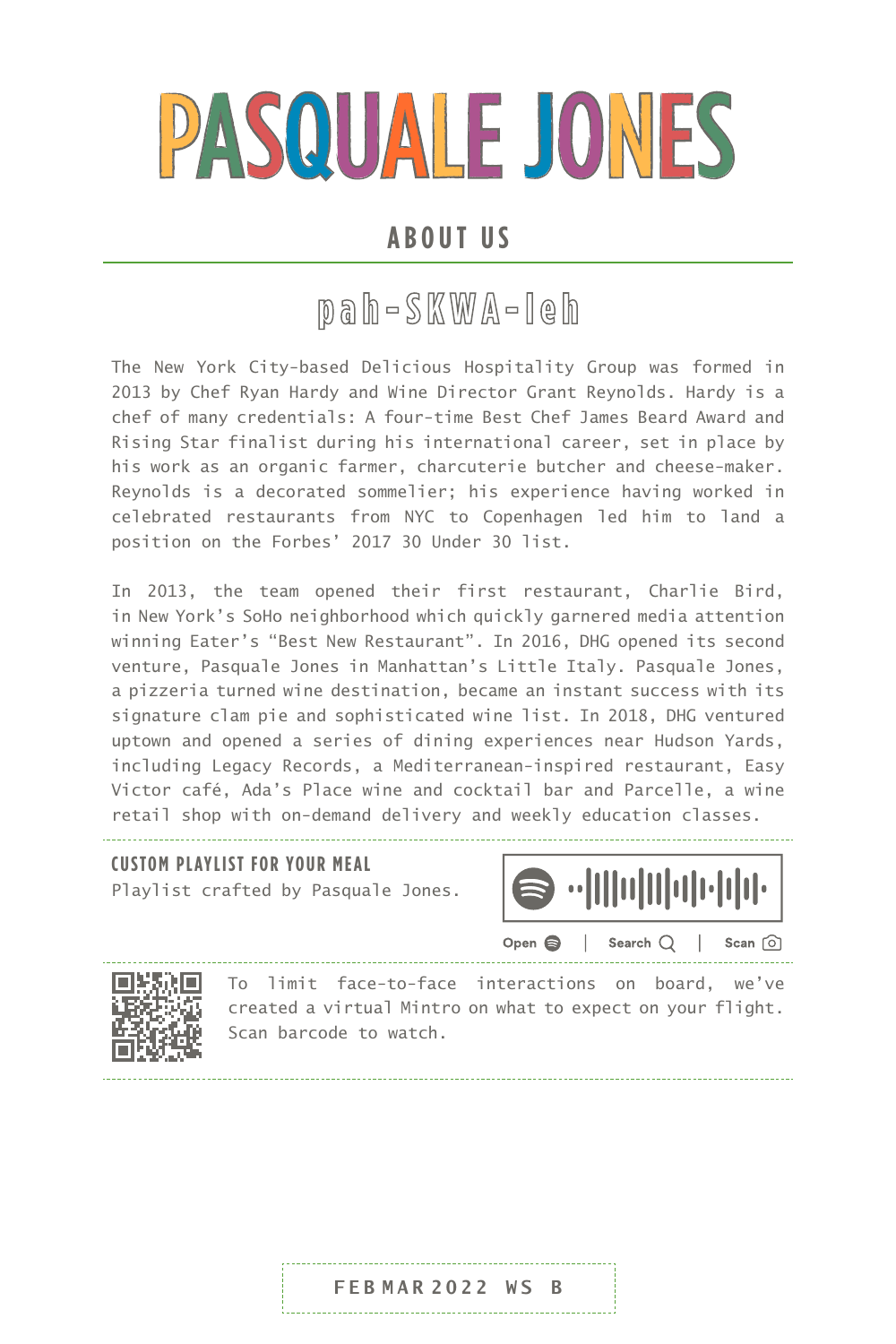# PASQUALE JONES

## ABOUT US

### pah-SKWA-leh

The New York City-based Delicious Hospitality Group was formed in 2013 by Chef Ryan Hardy and Wine Director Grant Reynolds. Hardy is a chef of many credentials: A four-time Best Chef James Beard Award and Rising Star finalist during his international career, set in place by his work as an organic farmer, charcuterie butcher and cheese-maker. Reynolds is a decorated sommelier; his experience having worked in celebrated restaurants from NYC to Copenhagen led him to land a position on the Forbes' 2017 30 Under 30 list.

In 2013, the team opened their first restaurant, Charlie Bird, in New York's SoHo neighborhood which quickly garnered media attention winning Eater's "Best New Restaurant". In 2016, DHG opened its second venture, Pasquale Jones in Manhattan's Little Italy. Pasquale Jones, a pizzeria turned wine destination, became an instant success with its signature clam pie and sophisticated wine list. In 2018, DHG ventured uptown and opened a series of dining experiences near Hudson Yards, including Legacy Records, a Mediterranean-inspired restaurant, Easy Victor café, Ada's Place wine and cocktail bar and Parcelle, a wine retail shop with on-demand delivery and weekly education classes.

**CUSTOM PLAYLIST FOR YOUR MEAL**
Playlist crafted by Pasquale Jones.

Open | Search | Scan

To limit face-to-face interactions on board, we've created a virtual Mintro on what to expect on your flight. Scan barcode to watch.

FEB MAR 2022 WS B